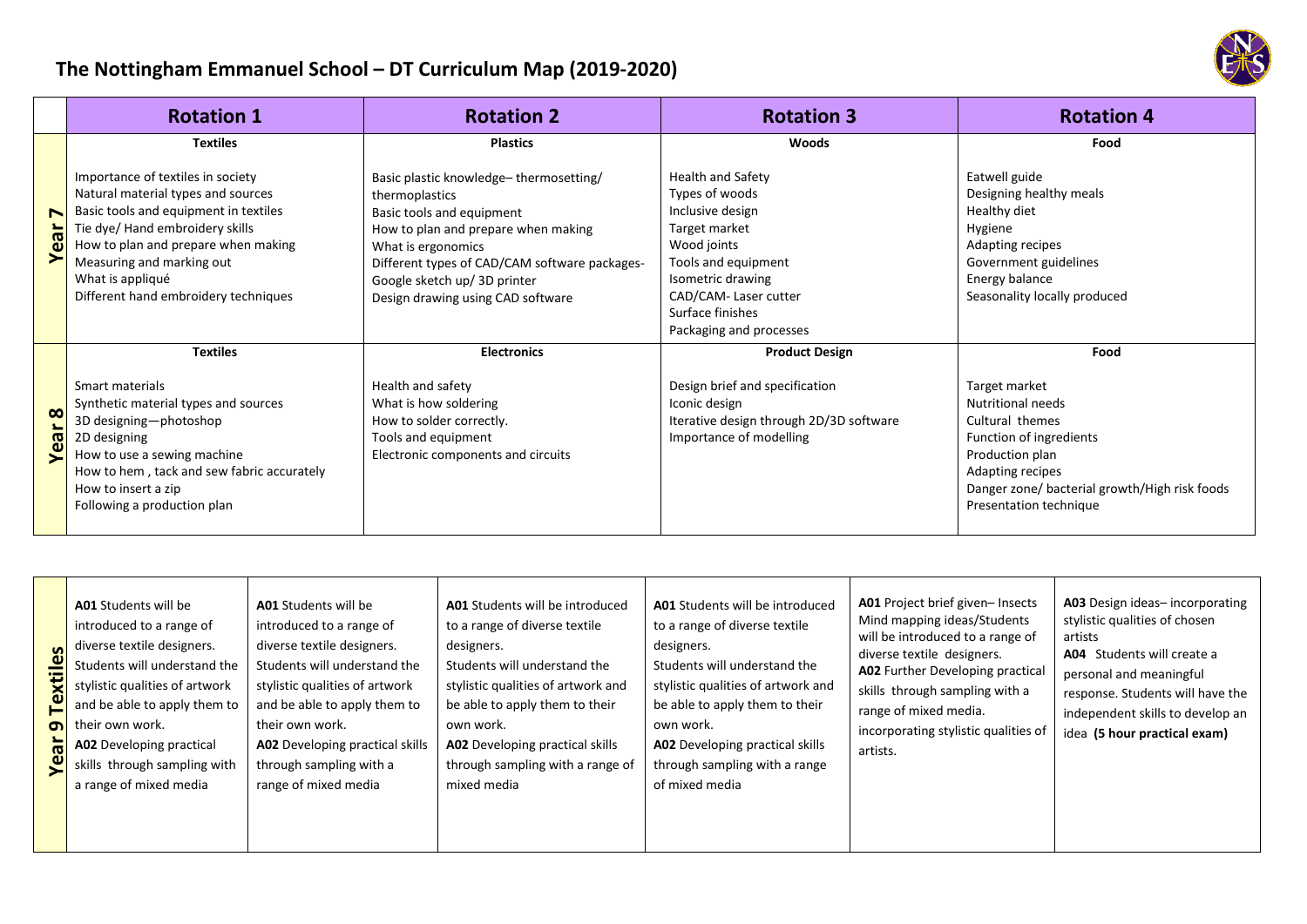# The Nottingham Emmanuel School – DT Curriculum Map (2019-2020)

| | Rotation 1 | Rotation 2 | Rotation 3 | Rotation 4 |
|---|---|---|---|---|
| **Year 7** | **Textiles**<br><br>Importance of textiles in society<br>Natural material types and sources<br>Basic tools and equipment in textiles<br>Tie dye/ Hand embroidery skills<br>How to plan and prepare when making<br>Measuring and marking out<br>What is appliqué<br>Different hand embroidery techniques | **Plastics**<br><br>Basic plastic knowledge– thermosetting/ thermoplastics<br>Basic tools and equipment<br>How to plan and prepare when making<br>What is ergonomics<br>Different types of CAD/CAM software packages- Google sketch up/ 3D printer<br>Design drawing using CAD software | **Woods**<br><br>Health and Safety<br>Types of woods<br>Inclusive design<br>Target market<br>Wood joints<br>Tools and equipment<br>Isometric drawing<br>CAD/CAM- Laser cutter<br>Surface finishes<br>Packaging and processes | **Food**<br><br>Eatwell guide<br>Designing healthy meals<br>Healthy diet<br>Hygiene<br>Adapting recipes<br>Government guidelines<br>Energy balance<br>Seasonality locally produced |
| **Year 8** | **Textiles**<br><br>Smart materials<br>Synthetic material types and sources<br>3D designing—photoshop<br>2D designing<br>How to use a sewing machine<br>How to hem , tack and sew fabric accurately<br>How to insert a zip<br>Following a production plan | **Electronics**<br><br>Health and safety<br>What is how soldering<br>How to solder correctly.<br>Tools and equipment<br>Electronic components and circuits | **Product Design**<br><br>Design brief and specification<br>Iconic design<br>Iterative design through 2D/3D software<br>Importance of modelling | **Food**<br><br>Target market<br>Nutritional needs<br>Cultural themes<br>Function of ingredients<br>Production plan<br>Adapting recipes<br>Danger zone/ bacterial growth/High risk foods<br>Presentation technique |

| **Year 9 Textiles** | | | | | |
|---|---|---|---|---|---|
| **A01** Students will be introduced to a range of diverse textile designers. Students will understand the stylistic qualities of artwork and be able to apply them to their own work.<br>**A02** Developing practical skills through sampling with a range of mixed media | **A01** Students will be introduced to a range of diverse textile designers. Students will understand the stylistic qualities of artwork and be able to apply them to their own work.<br>**A02** Developing practical skills through sampling with a range of mixed media | **A01** Students will be introduced to a range of diverse textile designers. Students will understand the stylistic qualities of artwork and be able to apply them to their own work.<br>**A02** Developing practical skills through sampling with a range of mixed media | **A01** Students will be introduced to a range of diverse textile designers. Students will understand the stylistic qualities of artwork and be able to apply them to their own work.<br>**A02** Developing practical skills through sampling with a range of mixed media | **A01** Project brief given– Insects Mind mapping ideas/Students will be introduced to a range of diverse textile designers.<br>**A02** Further Developing practical skills through sampling with a range of mixed media. incorporating stylistic qualities of artists. | **A03** Design ideas– incorporating stylistic qualities of chosen artists<br>**A04** Students will create a personal and meaningful response. Students will have the independent skills to develop an idea **(5 hour practical exam)** |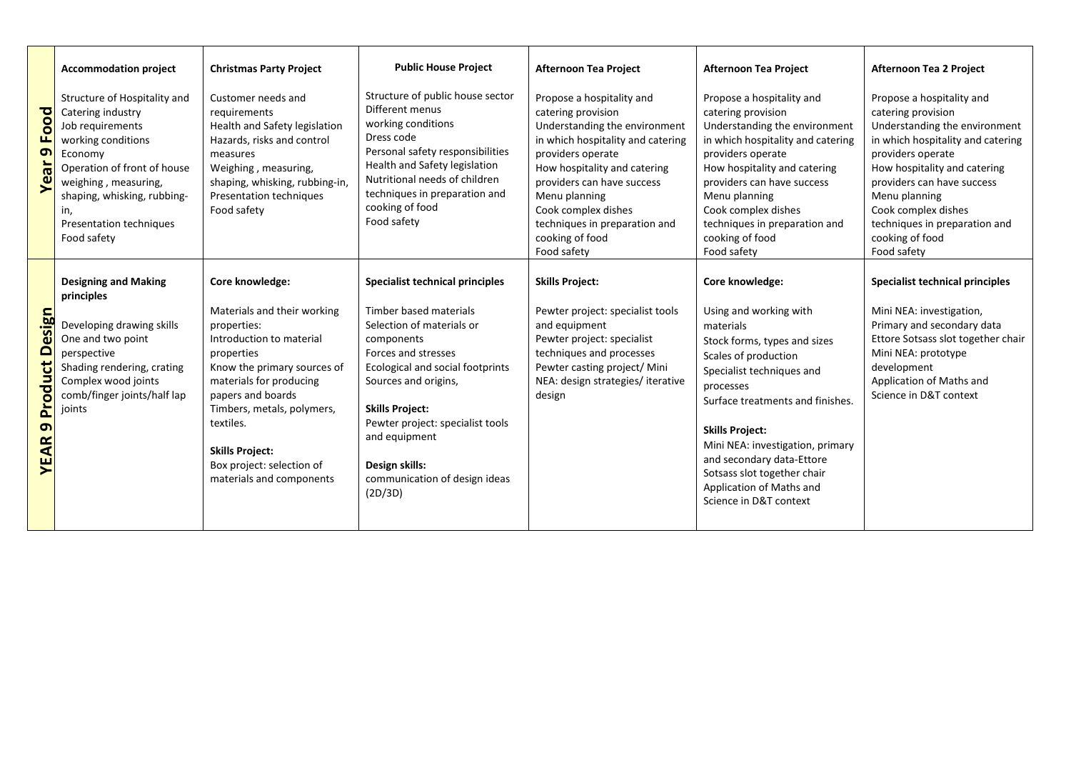| | | | | | | |
|---|---|---|---|---|---|---|
| **Year 9 Food** | **Accommodation project**<br><br>Structure of Hospitality and Catering industry<br>Job requirements<br>working conditions<br>Economy<br>Operation of front of house<br>weighing , measuring, shaping, whisking, rubbing-in,<br>Presentation techniques<br>Food safety | **Christmas Party Project**<br><br>Customer needs and requirements<br>Health and Safety legislation<br>Hazards, risks and control measures<br>Weighing , measuring, shaping, whisking, rubbing-in,<br>Presentation techniques<br>Food safety | **Public House Project**<br><br>Structure of public house sector<br>Different menus<br>working conditions<br>Dress code<br>Personal safety responsibilities<br>Health and Safety legislation<br>Nutritional needs of children<br>techniques in preparation and cooking of food<br>Food safety | **Afternoon Tea Project**<br><br>Propose a hospitality and catering provision<br>Understanding the environment in which hospitality and catering providers operate<br>How hospitality and catering providers can have success<br>Menu planning<br>Cook complex dishes<br>techniques in preparation and cooking of food<br>Food safety | **Afternoon Tea Project**<br><br>Propose a hospitality and catering provision<br>Understanding the environment in which hospitality and catering providers operate<br>How hospitality and catering providers can have success<br>Menu planning<br>Cook complex dishes<br>techniques in preparation and cooking of food<br>Food safety | **Afternoon Tea 2 Project**<br><br>Propose a hospitality and catering provision<br>Understanding the environment in which hospitality and catering providers operate<br>How hospitality and catering providers can have success<br>Menu planning<br>Cook complex dishes<br>techniques in preparation and cooking of food<br>Food safety |
| **YEAR 9 Product Design** | **Designing and Making principles**<br><br>Developing drawing skills<br>One and two point perspective<br>Shading rendering, crating<br>Complex wood joints comb/finger joints/half lap joints | **Core knowledge:**<br><br>Materials and their working properties:<br>Introduction to material properties<br>Know the primary sources of materials for producing papers and boards<br>Timbers, metals, polymers, textiles.<br><br>**Skills Project:**<br>Box project: selection of materials and components | **Specialist technical principles**<br><br>Timber based materials<br>Selection of materials or components<br>Forces and stresses<br>Ecological and social footprints<br>Sources and origins,<br><br>**Skills Project:**<br>Pewter project: specialist tools and equipment<br><br>**Design skills:**<br>communication of design ideas (2D/3D) | **Skills Project:**<br><br>Pewter project: specialist tools and equipment<br>Pewter project: specialist techniques and processes<br>Pewter casting project/ Mini NEA: design strategies/ iterative design | **Core knowledge:**<br><br>Using and working with materials<br>Stock forms, types and sizes<br>Scales of production<br>Specialist techniques and processes<br>Surface treatments and finishes.<br><br>**Skills Project:**<br>Mini NEA: investigation, primary and secondary data-Ettore Sotsass slot together chair<br>Application of Maths and Science in D&T context | **Specialist technical principles**<br><br>Mini NEA: investigation, Primary and secondary data<br>Ettore Sotsass slot together chair<br>Mini NEA: prototype development<br>Application of Maths and Science in D&T context |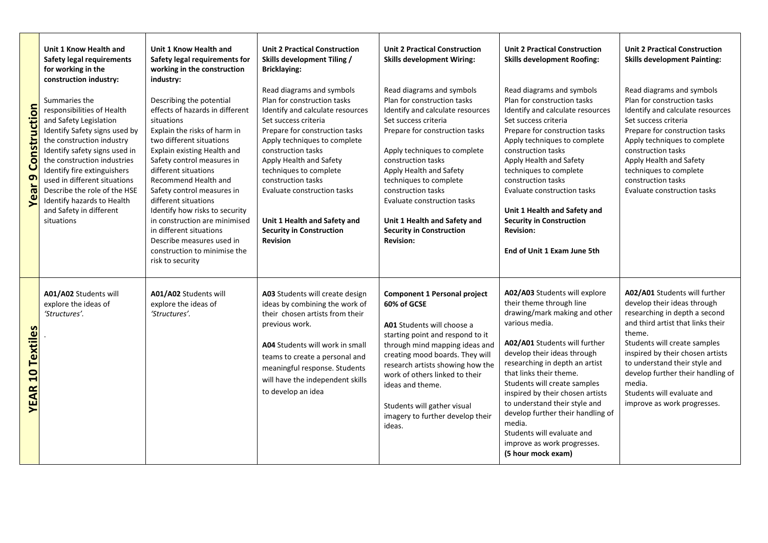| | | | | | | |
|---|---|---|---|---|---|---|
| **Year 9 Construction** | **Unit 1 Know Health and Safety legal requirements for working in the construction industry:**<br><br>Summaries the responsibilities of Health and Safety Legislation<br>Identify Safety signs used by the construction industry<br>Identify safety signs used in the construction industries<br>Identify fire extinguishers used in different situations<br>Describe the role of the HSE<br>Identify hazards to Health and Safety in different situations | **Unit 1 Know Health and Safety legal requirements for working in the construction industry:**<br><br>Describing the potential effects of hazards in different situations<br>Explain the risks of harm in two different situations<br>Explain existing Health and Safety control measures in different situations<br>Recommend Health and Safety control measures in different situations<br>Identify how risks to security in construction are minimised in different situations<br>Describe measures used in construction to minimise the risk to security | **Unit 2 Practical Construction Skills development Tiling / Bricklaying:**<br><br>Read diagrams and symbols<br>Plan for construction tasks<br>Identify and calculate resources<br>Set success criteria<br>Prepare for construction tasks<br>Apply techniques to complete construction tasks<br>Apply Health and Safety techniques to complete construction tasks<br>Evaluate construction tasks<br><br>**Unit 1 Health and Safety and Security in Construction Revision** | **Unit 2 Practical Construction Skills development Wiring:**<br><br>Read diagrams and symbols<br>Plan for construction tasks<br>Identify and calculate resources<br>Set success criteria<br>Prepare for construction tasks<br><br>Apply techniques to complete construction tasks<br>Apply Health and Safety techniques to complete construction tasks<br>Evaluate construction tasks<br><br>**Unit 1 Health and Safety and Security in Construction Revision:** | **Unit 2 Practical Construction Skills development Roofing:**<br><br>Read diagrams and symbols<br>Plan for construction tasks<br>Identify and calculate resources<br>Set success criteria<br>Prepare for construction tasks<br>Apply techniques to complete construction tasks<br>Apply Health and Safety techniques to complete construction tasks<br>Evaluate construction tasks<br><br>**Unit 1 Health and Safety and Security in Construction Revision:**<br><br>**End of Unit 1 Exam June 5th** | **Unit 2 Practical Construction Skills development Painting:**<br><br>Read diagrams and symbols<br>Plan for construction tasks<br>Identify and calculate resources<br>Set success criteria<br>Prepare for construction tasks<br>Apply techniques to complete construction tasks<br>Apply Health and Safety techniques to complete construction tasks<br>Evaluate construction tasks |
| **YEAR 10 Textiles** | **A01/A02** Students will explore the ideas of *'Structures'*.<br><br>. | **A01/A02** Students will explore the ideas of *'Structures'*. | **A03** Students will create design ideas by combining the work of their chosen artists from their previous work.<br><br>**A04** Students will work in small teams to create a personal and meaningful response. Students will have the independent skills to develop an idea | **Component 1 Personal project 60% of GCSE**<br><br>**A01** Students will choose a starting point and respond to it through mind mapping ideas and creating mood boards. They will research artists showing how the work of others linked to their ideas and theme.<br><br>Students will gather visual imagery to further develop their ideas. | **A02/A03** Students will explore their theme through line drawing/mark making and other various media.<br><br>**A02/A01** Students will further develop their ideas through researching in depth an artist that links their theme.<br>Students will create samples inspired by their chosen artists to understand their style and develop further their handling of media.<br>Students will evaluate and improve as work progresses.<br>**(5 hour mock exam)** | **A02/A01** Students will further develop their ideas through researching in depth a second and third artist that links their theme.<br>Students will create samples inspired by their chosen artists to understand their style and develop further their handling of media.<br>Students will evaluate and improve as work progresses. |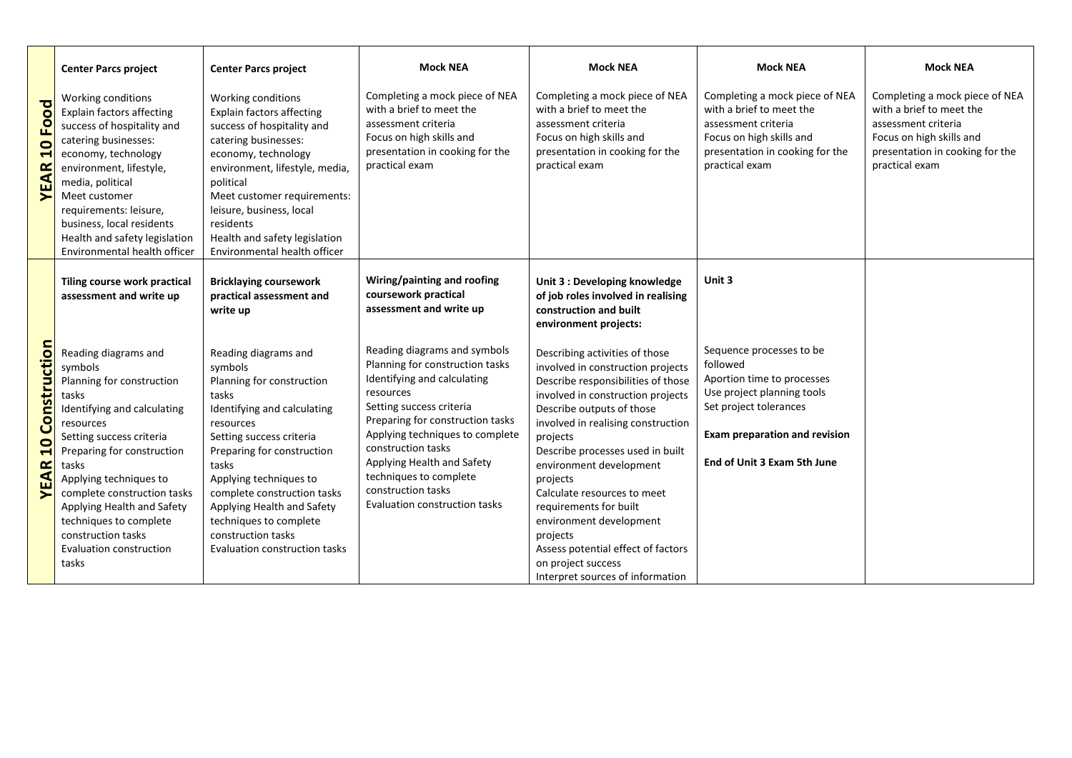| | | | | | | |
|---|---|---|---|---|---|---|
| **YEAR 10 Food** | **Center Parcs project**<br><br>Working conditions<br>Explain factors affecting success of hospitality and catering businesses: economy, technology environment, lifestyle, media, political<br>Meet customer requirements: leisure, business, local residents<br>Health and safety legislation<br>Environmental health officer | **Center Parcs project**<br><br>Working conditions<br>Explain factors affecting success of hospitality and catering businesses: economy, technology environment, lifestyle, media, political<br>Meet customer requirements: leisure, business, local residents<br>Health and safety legislation<br>Environmental health officer | **Mock NEA**<br><br>Completing a mock piece of NEA with a brief to meet the assessment criteria<br>Focus on high skills and presentation in cooking for the practical exam | **Mock NEA**<br><br>Completing a mock piece of NEA with a brief to meet the assessment criteria<br>Focus on high skills and presentation in cooking for the practical exam | **Mock NEA**<br><br>Completing a mock piece of NEA with a brief to meet the assessment criteria<br>Focus on high skills and presentation in cooking for the practical exam | **Mock NEA**<br><br>Completing a mock piece of NEA with a brief to meet the assessment criteria<br>Focus on high skills and presentation in cooking for the practical exam |
| **YEAR 10 Construction** | **Tiling course work practical assessment and write up**<br><br>Reading diagrams and symbols<br>Planning for construction tasks<br>Identifying and calculating resources<br>Setting success criteria<br>Preparing for construction tasks<br>Applying techniques to complete construction tasks<br>Applying Health and Safety techniques to complete construction tasks<br>Evaluation construction tasks | **Bricklaying coursework practical assessment and write up**<br><br>Reading diagrams and symbols<br>Planning for construction tasks<br>Identifying and calculating resources<br>Setting success criteria<br>Preparing for construction tasks<br>Applying techniques to complete construction tasks<br>Applying Health and Safety techniques to complete construction tasks<br>Evaluation construction tasks | **Wiring/painting and roofing coursework practical assessment and write up**<br><br>Reading diagrams and symbols<br>Planning for construction tasks<br>Identifying and calculating resources<br>Setting success criteria<br>Preparing for construction tasks<br>Applying techniques to complete construction tasks<br>Applying Health and Safety techniques to complete construction tasks<br>Evaluation construction tasks | **Unit 3 : Developing knowledge of job roles involved in realising construction and built environment projects:**<br><br>Describing activities of those involved in construction projects<br>Describe responsibilities of those involved in construction projects<br>Describe outputs of those involved in realising construction projects<br>Describe processes used in built environment development projects<br>Calculate resources to meet requirements for built environment development projects<br>Assess potential effect of factors on project success<br>Interpret sources of information | **Unit 3**<br><br>Sequence processes to be followed<br>Aportion time to processes<br>Use project planning tools<br>Set project tolerances<br><br>**Exam preparation and revision**<br><br>**End of Unit 3 Exam 5th June** | |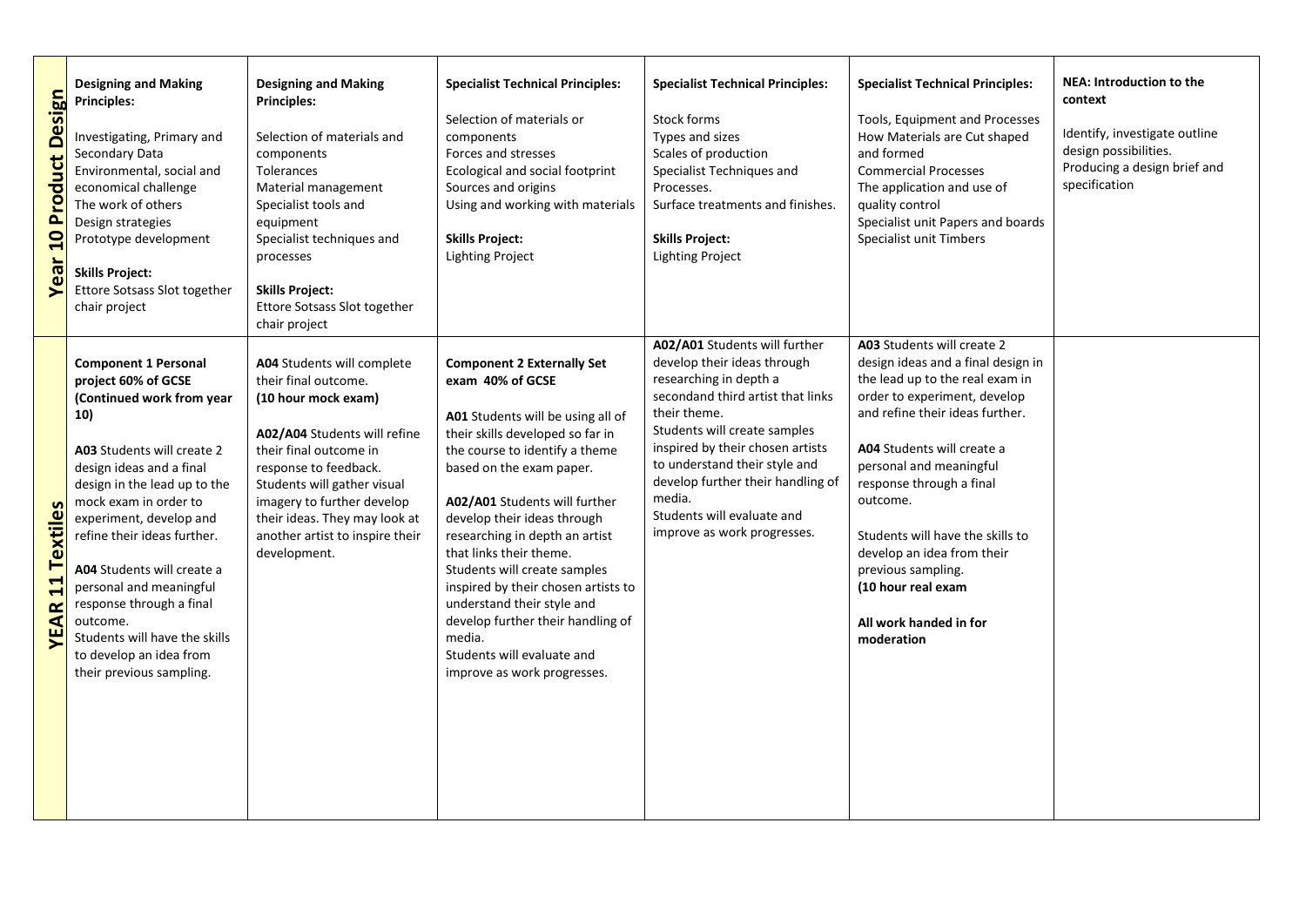| | | | | | | |
|---|---|---|---|---|---|---|
| **Year 10 Product Design** | **Designing and Making Principles:**<br><br>Investigating, Primary and Secondary Data<br>Environmental, social and economical challenge<br>The work of others<br>Design strategies<br>Prototype development<br><br>**Skills Project:**<br>Ettore Sotsass Slot together chair project | **Designing and Making Principles:**<br><br>Selection of materials and components<br>Tolerances<br>Material management<br>Specialist tools and equipment<br>Specialist techniques and processes<br><br>**Skills Project:**<br>Ettore Sotsass Slot together chair project | **Specialist Technical Principles:**<br><br>Selection of materials or components<br>Forces and stresses<br>Ecological and social footprint<br>Sources and origins<br>Using and working with materials<br><br>**Skills Project:**<br>Lighting Project | **Specialist Technical Principles:**<br><br>Stock forms<br>Types and sizes<br>Scales of production<br>Specialist Techniques and Processes.<br>Surface treatments and finishes.<br><br>**Skills Project:**<br>Lighting Project | **Specialist Technical Principles:**<br><br>Tools, Equipment and Processes<br>How Materials are Cut shaped and formed<br>Commercial Processes<br>The application and use of quality control<br>Specialist unit Papers and boards<br>Specialist unit Timbers | **NEA: Introduction to the context**<br><br>Identify, investigate outline design possibilities.<br>Producing a design brief and specification |
| **YEAR 11 Textiles** | **Component 1 Personal project 60% of GCSE (Continued work from year 10)**<br><br>**A03** Students will create 2 design ideas and a final design in the lead up to the mock exam in order to experiment, develop and refine their ideas further.<br><br>**A04** Students will create a personal and meaningful response through a final outcome.<br>Students will have the skills to develop an idea from their previous sampling. | **A04** Students will complete their final outcome.<br>**(10 hour mock exam)**<br><br>**A02/A04** Students will refine their final outcome in response to feedback.<br>Students will gather visual imagery to further develop their ideas. They may look at another artist to inspire their development. | **Component 2 Externally Set exam 40% of GCSE**<br><br>**A01** Students will be using all of their skills developed so far in the course to identify a theme based on the exam paper.<br><br>**A02/A01** Students will further develop their ideas through researching in depth an artist that links their theme.<br>Students will create samples inspired by their chosen artists to understand their style and develop further their handling of media.<br>Students will evaluate and improve as work progresses. | **A02/A01** Students will further develop their ideas through researching in depth a secondand third artist that links their theme.<br>Students will create samples inspired by their chosen artists to understand their style and develop further their handling of media.<br>Students will evaluate and improve as work progresses. | **A03** Students will create 2 design ideas and a final design in the lead up to the real exam in order to experiment, develop and refine their ideas further.<br><br>**A04** Students will create a personal and meaningful response through a final outcome.<br><br>Students will have the skills to develop an idea from their previous sampling.<br>**(10 hour real exam**<br><br>**All work handed in for moderation** | |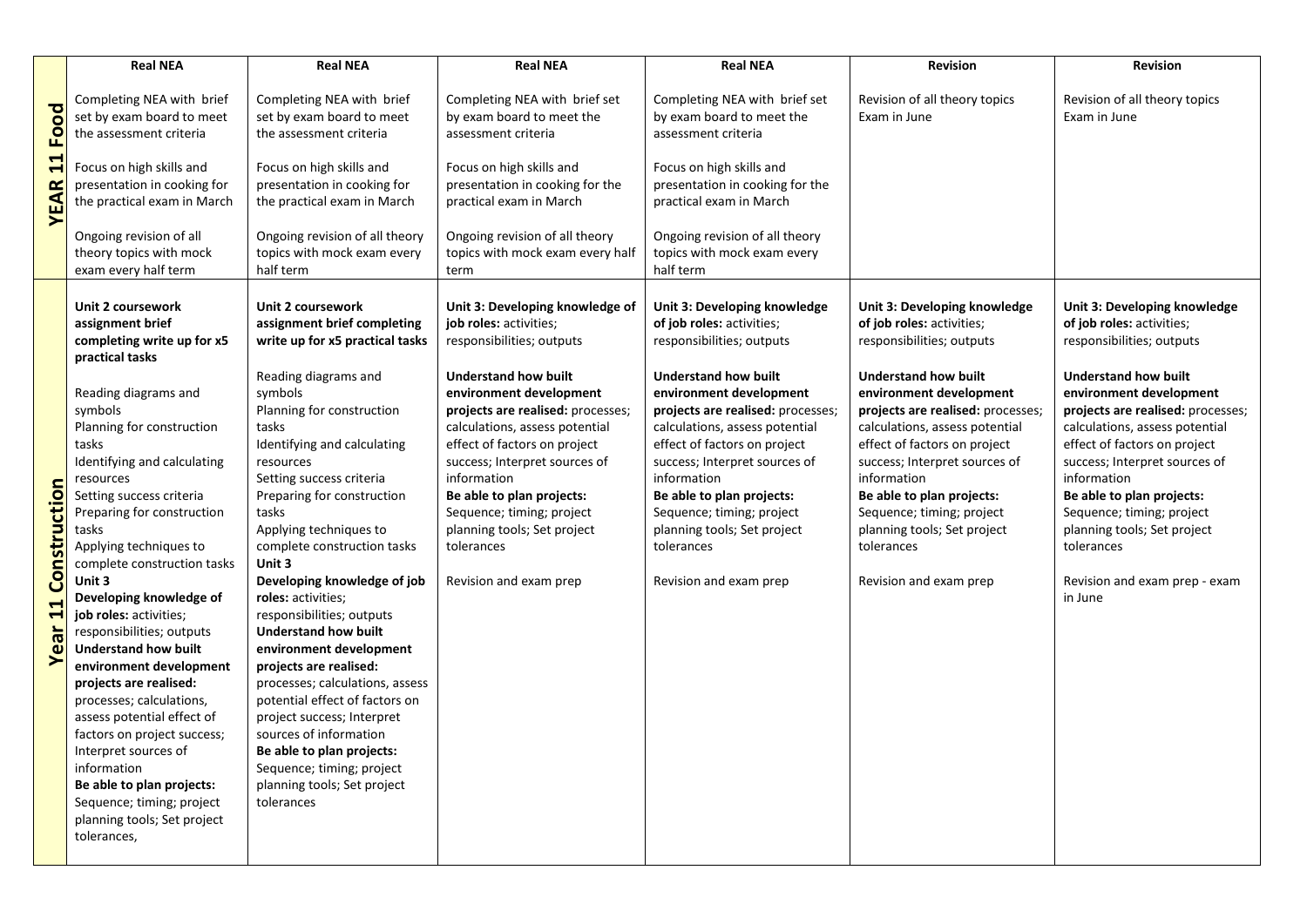| | Real NEA | Real NEA | Real NEA | Real NEA | Revision | Revision |
|---|---|---|---|---|---|---|
| **YEAR 11 Food** | Completing NEA with brief set by exam board to meet the assessment criteria<br><br>Focus on high skills and presentation in cooking for the practical exam in March<br><br>Ongoing revision of all theory topics with mock exam every half term | Completing NEA with brief set by exam board to meet the assessment criteria<br><br>Focus on high skills and presentation in cooking for the practical exam in March<br><br>Ongoing revision of all theory topics with mock exam every half term | Completing NEA with brief set by exam board to meet the assessment criteria<br><br>Focus on high skills and presentation in cooking for the practical exam in March<br><br>Ongoing revision of all theory topics with mock exam every half term | Completing NEA with brief set by exam board to meet the assessment criteria<br><br>Focus on high skills and presentation in cooking for the practical exam in March<br><br>Ongoing revision of all theory topics with mock exam every half term | Revision of all theory topics<br>Exam in June | Revision of all theory topics<br>Exam in June |
| **Year 11 Construction** | **Unit 2 coursework assignment brief completing write up for x5 practical tasks**<br><br>Reading diagrams and symbols<br>Planning for construction tasks<br>Identifying and calculating resources<br>Setting success criteria<br>Preparing for construction tasks<br>Applying techniques to complete construction tasks<br>**Unit 3**<br>**Developing knowledge of job roles:** activities; responsibilities; outputs<br>**Understand how built environment development projects are realised:** processes; calculations, assess potential effect of factors on project success; Interpret sources of information<br>**Be able to plan projects:** Sequence; timing; project planning tools; Set project tolerances, | **Unit 2 coursework assignment brief completing write up for x5 practical tasks**<br><br>Reading diagrams and symbols<br>Planning for construction tasks<br>Identifying and calculating resources<br>Setting success criteria<br>Preparing for construction tasks<br>Applying techniques to complete construction tasks<br>**Unit 3**<br>**Developing knowledge of job roles:** activities; responsibilities; outputs<br>**Understand how built environment development projects are realised:** processes; calculations, assess potential effect of factors on project success; Interpret sources of information<br>**Be able to plan projects:** Sequence; timing; project planning tools; Set project tolerances | **Unit 3: Developing knowledge of job roles:** activities; responsibilities; outputs<br><br>**Understand how built environment development projects are realised:** processes; calculations, assess potential effect of factors on project success; Interpret sources of information<br>**Be able to plan projects:** Sequence; timing; project planning tools; Set project tolerances<br><br>Revision and exam prep | **Unit 3: Developing knowledge of job roles:** activities; responsibilities; outputs<br><br>**Understand how built environment development projects are realised:** processes; calculations, assess potential effect of factors on project success; Interpret sources of information<br>**Be able to plan projects:** Sequence; timing; project planning tools; Set project tolerances<br><br>Revision and exam prep | **Unit 3: Developing knowledge of job roles:** activities; responsibilities; outputs<br><br>**Understand how built environment development projects are realised:** processes; calculations, assess potential effect of factors on project success; Interpret sources of information<br>**Be able to plan projects:** Sequence; timing; project planning tools; Set project tolerances<br><br>Revision and exam prep | **Unit 3: Developing knowledge of job roles:** activities; responsibilities; outputs<br><br>**Understand how built environment development projects are realised:** processes; calculations, assess potential effect of factors on project success; Interpret sources of information<br>**Be able to plan projects:** Sequence; timing; project planning tools; Set project tolerances<br><br>Revision and exam prep - exam in June |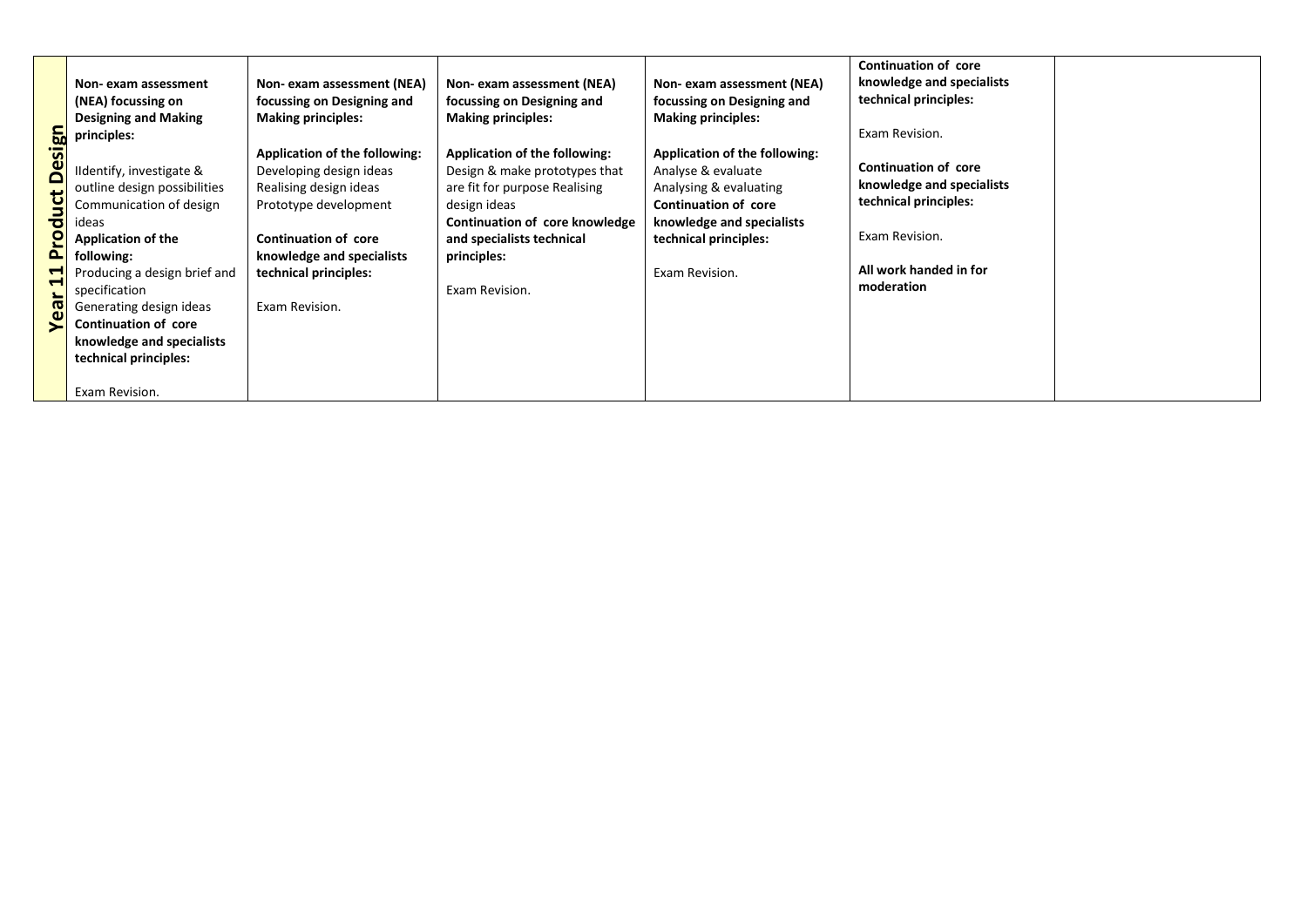| Year 11 Product Design | | | | | | |
|---|---|---|---|---|---|---|
| | **Non- exam assessment (NEA) focussing on Designing and Making principles:**<br><br>IIdentify, investigate & outline design possibilities<br>Communication of design ideas<br>**Application of the following:**<br>Producing a design brief and specification<br>Generating design ideas<br>**Continuation of core knowledge and specialists technical principles:**<br><br>Exam Revision. | **Non- exam assessment (NEA) focussing on Designing and Making principles:**<br><br>**Application of the following:**<br>Developing design ideas<br>Realising design ideas<br>Prototype development<br><br>**Continuation of core knowledge and specialists technical principles:**<br><br>Exam Revision. | **Non- exam assessment (NEA) focussing on Designing and Making principles:**<br><br>**Application of the following:**<br>Design & make prototypes that are fit for purpose Realising design ideas<br>**Continuation of core knowledge and specialists technical principles:**<br><br>Exam Revision. | **Non- exam assessment (NEA) focussing on Designing and Making principles:**<br><br>**Application of the following:**<br>Analyse & evaluate<br>Analysing & evaluating<br>**Continuation of core knowledge and specialists technical principles:**<br><br>Exam Revision. | **Continuation of core knowledge and specialists technical principles:**<br><br>Exam Revision.<br><br>**Continuation of core knowledge and specialists technical principles:**<br><br>Exam Revision.<br><br>**All work handed in for moderation** | |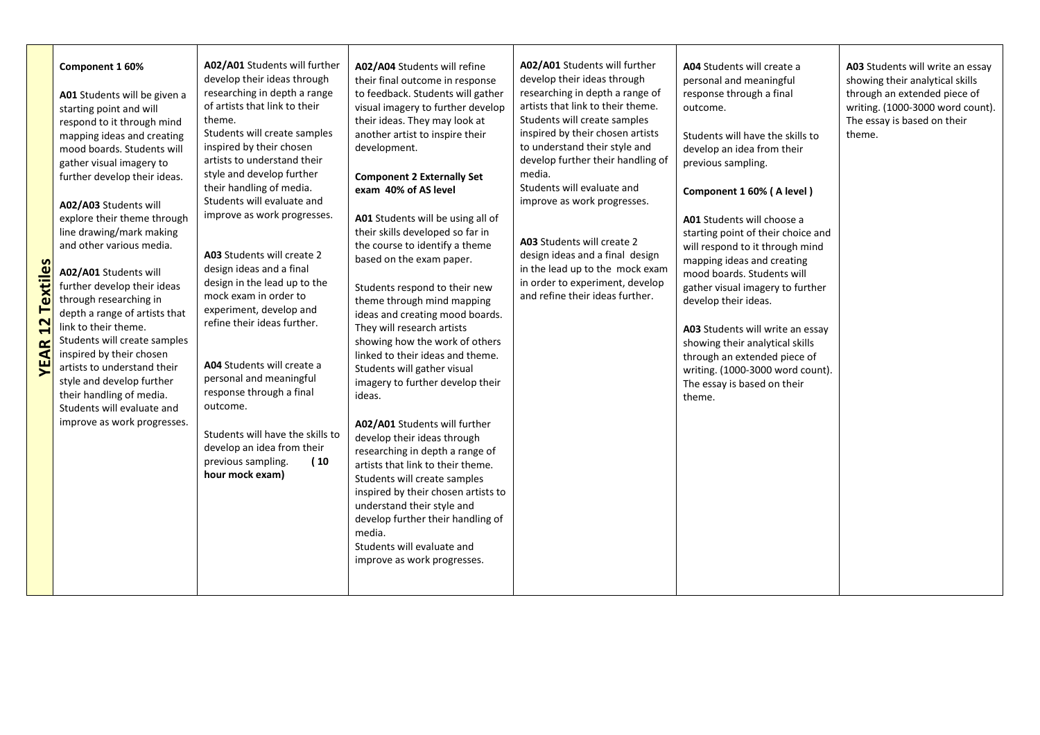| | | | | | | |
|---|---|---|---|---|---|---|
| **YEAR 12 Textiles** | **Component 1 60%**<br><br>**A01** Students will be given a starting point and will respond to it through mind mapping ideas and creating mood boards. Students will gather visual imagery to further develop their ideas.<br><br>**A02/A03** Students will explore their theme through line drawing/mark making and other various media.<br><br>**A02/A01** Students will further develop their ideas through researching in depth a range of artists that link to their theme. Students will create samples inspired by their chosen artists to understand their style and develop further their handling of media. Students will evaluate and improve as work progresses. | **A02/A01** Students will further develop their ideas through researching in depth a range of artists that link to their theme.<br>Students will create samples inspired by their chosen artists to understand their style and develop further their handling of media. Students will evaluate and improve as work progresses.<br><br>**A03** Students will create 2 design ideas and a final design in the lead up to the mock exam in order to experiment, develop and refine their ideas further.<br><br>**A04** Students will create a personal and meaningful response through a final outcome.<br><br>Students will have the skills to develop an idea from their previous sampling. **( 10 hour mock exam)** | **A02/A04** Students will refine their final outcome in response to feedback. Students will gather visual imagery to further develop their ideas. They may look at another artist to inspire their development.<br><br>**Component 2 Externally Set exam 40% of AS level**<br><br>**A01** Students will be using all of their skills developed so far in the course to identify a theme based on the exam paper.<br><br>Students respond to their new theme through mind mapping ideas and creating mood boards. They will research artists showing how the work of others linked to their ideas and theme. Students will gather visual imagery to further develop their ideas.<br><br>**A02/A01** Students will further develop their ideas through researching in depth a range of artists that link to their theme. Students will create samples inspired by their chosen artists to understand their style and develop further their handling of media.<br>Students will evaluate and improve as work progresses. | **A02/A01** Students will further develop their ideas through researching in depth a range of artists that link to their theme. Students will create samples inspired by their chosen artists to understand their style and develop further their handling of media.<br>Students will evaluate and improve as work progresses.<br><br>**A03** Students will create 2 design ideas and a final design in the lead up to the mock exam in order to experiment, develop and refine their ideas further. | **A04** Students will create a personal and meaningful response through a final outcome.<br><br>Students will have the skills to develop an idea from their previous sampling.<br><br>**Component 1 60% ( A level )**<br><br>**A01** Students will choose a starting point of their choice and will respond to it through mind mapping ideas and creating mood boards. Students will gather visual imagery to further develop their ideas.<br><br>**A03** Students will write an essay showing their analytical skills through an extended piece of writing. (1000-3000 word count). The essay is based on their theme. | **A03** Students will write an essay showing their analytical skills through an extended piece of writing. (1000-3000 word count). The essay is based on their theme. |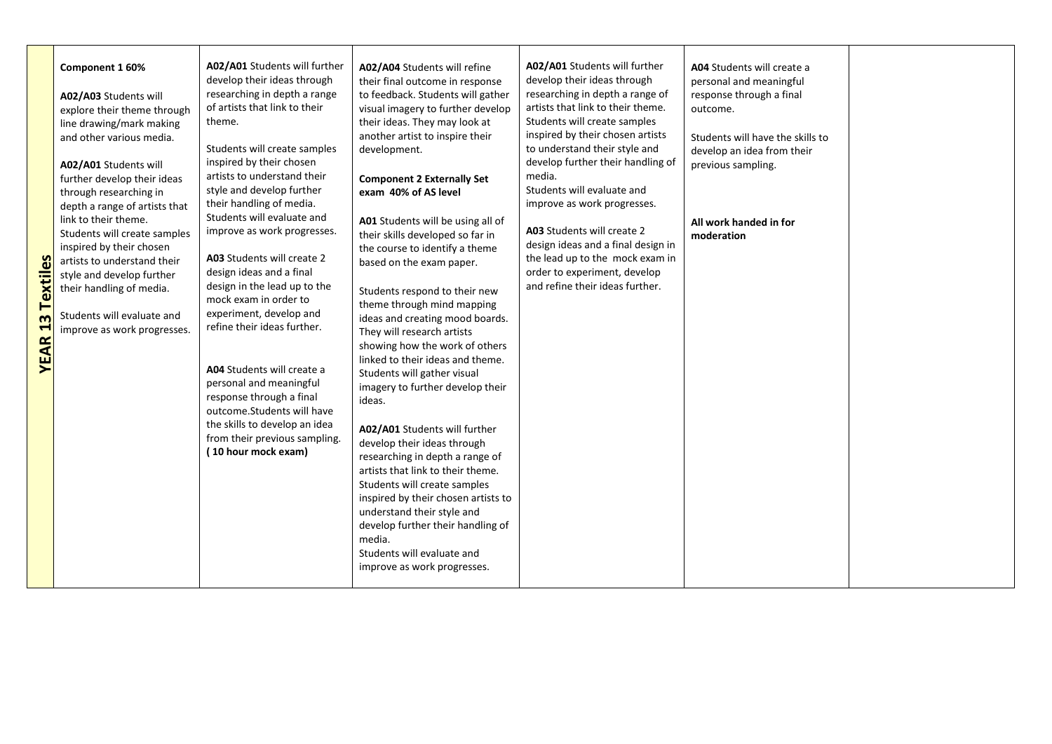| | | | | | | |
|---|---|---|---|---|---|---|
| **YEAR 13 Textiles** | **Component 1 60%**<br><br>**A02/A03** Students will explore their theme through line drawing/mark making and other various media.<br><br>**A02/A01** Students will further develop their ideas through researching in depth a range of artists that link to their theme.<br>Students will create samples inspired by their chosen artists to understand their style and develop further their handling of media.<br><br>Students will evaluate and improve as work progresses. | **A02/A01** Students will further develop their ideas through researching in depth a range of artists that link to their theme.<br><br>Students will create samples inspired by their chosen artists to understand their style and develop further their handling of media.<br>Students will evaluate and improve as work progresses.<br><br>**A03** Students will create 2 design ideas and a final design in the lead up to the mock exam in order to experiment, develop and refine their ideas further.<br><br>**A04** Students will create a personal and meaningful response through a final outcome.Students will have the skills to develop an idea from their previous sampling.<br>**( 10 hour mock exam)** | **A02/A04** Students will refine their final outcome in response to feedback. Students will gather visual imagery to further develop their ideas. They may look at another artist to inspire their development.<br><br>**Component 2 Externally Set exam 40% of AS level**<br><br>**A01** Students will be using all of their skills developed so far in the course to identify a theme based on the exam paper.<br><br>Students respond to their new theme through mind mapping ideas and creating mood boards. They will research artists showing how the work of others linked to their ideas and theme. Students will gather visual imagery to further develop their ideas.<br><br>**A02/A01** Students will further develop their ideas through researching in depth a range of artists that link to their theme. Students will create samples inspired by their chosen artists to understand their style and develop further their handling of media.<br>Students will evaluate and improve as work progresses. | **A02/A01** Students will further develop their ideas through researching in depth a range of artists that link to their theme. Students will create samples inspired by their chosen artists to understand their style and develop further their handling of media.<br>Students will evaluate and improve as work progresses.<br><br>**A03** Students will create 2 design ideas and a final design in the lead up to the mock exam in order to experiment, develop and refine their ideas further. | **A04** Students will create a personal and meaningful response through a final outcome.<br><br>Students will have the skills to develop an idea from their previous sampling.<br><br>**All work handed in for moderation** | |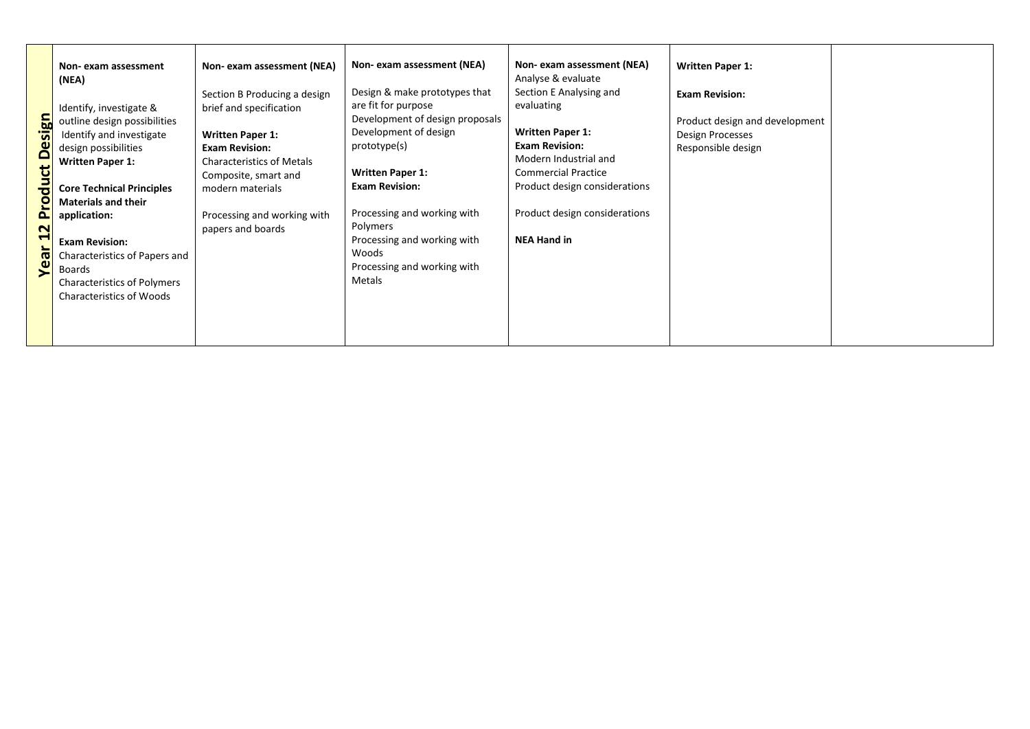| | | | | | | |
|---|---|---|---|---|---|---|
| **Year 12 Product Design** | **Non- exam assessment (NEA)**<br><br>Identify, investigate & outline design possibilities<br>Identify and investigate design possibilities<br>**Written Paper 1:**<br><br>**Core Technical Principles**<br>**Materials and their application:**<br><br>**Exam Revision:**<br>Characteristics of Papers and Boards<br>Characteristics of Polymers<br>Characteristics of Woods | **Non- exam assessment (NEA)**<br><br>Section B Producing a design brief and specification<br><br>**Written Paper 1:**<br>**Exam Revision:**<br>Characteristics of Metals<br>Composite, smart and modern materials<br><br>Processing and working with papers and boards | **Non- exam assessment (NEA)**<br><br>Design & make prototypes that are fit for purpose<br>Development of design proposals<br>Development of design prototype(s)<br><br>**Written Paper 1:**<br>**Exam Revision:**<br><br>Processing and working with Polymers<br>Processing and working with Woods<br>Processing and working with Metals | **Non- exam assessment (NEA)**<br>Analyse & evaluate<br>Section E Analysing and evaluating<br><br>**Written Paper 1:**<br>**Exam Revision:**<br>Modern Industrial and Commercial Practice<br>Product design considerations<br><br>Product design considerations<br><br>**NEA Hand in** | **Written Paper 1:**<br><br>**Exam Revision:**<br><br>Product design and development<br>Design Processes<br>Responsible design | |